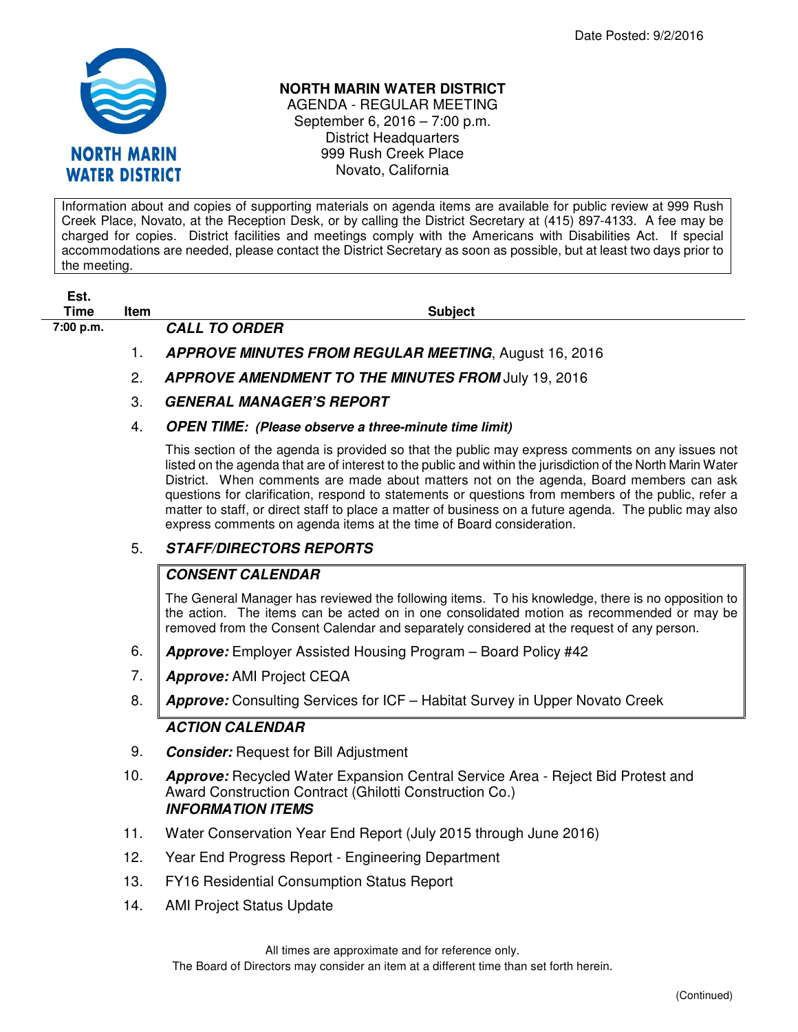Date Posted: 9/2/2016

NORTH MARIN WATER DISTRICT

# NORTH MARIN WATER DISTRICT

AGENDA - REGULAR MEETING
September 6, 2016 – 7:00 p.m.
District Headquarters
999 Rush Creek Place
Novato, California

Information about and copies of supporting materials on agenda items are available for public review at 999 Rush Creek Place, Novato, at the Reception Desk, or by calling the District Secretary at (415) 897-4133. A fee may be charged for copies. District facilities and meetings comply with the Americans with Disabilities Act. If special accommodations are needed, please contact the District Secretary as soon as possible, but at least two days prior to the meeting.

| Est. Time | Item | Subject |
|---|---|---|
| 7:00 p.m. | | ***CALL TO ORDER*** |
| | 1. | ***APPROVE MINUTES FROM REGULAR MEETING***, August 16, 2016 |
| | 2. | ***APPROVE AMENDMENT TO THE MINUTES FROM*** July 19, 2016 |
| | 3. | ***GENERAL MANAGER'S REPORT*** |
| | 4. | ***OPEN TIME: (Please observe a three-minute time limit)*** |
| | | This section of the agenda is provided so that the public may express comments on any issues not listed on the agenda that are of interest to the public and within the jurisdiction of the North Marin Water District. When comments are made about matters not on the agenda, Board members can ask questions for clarification, respond to statements or questions from members of the public, refer a matter to staff, or direct staff to place a matter of business on a future agenda. The public may also express comments on agenda items at the time of Board consideration. |
| | 5. | ***STAFF/DIRECTORS REPORTS*** |
| | | ***CONSENT CALENDAR*** |
| | | The General Manager has reviewed the following items. To his knowledge, there is no opposition to the action. The items can be acted on in one consolidated motion as recommended or may be removed from the Consent Calendar and separately considered at the request of any person. |
| | 6. | ***Approve:*** Employer Assisted Housing Program – Board Policy #42 |
| | 7. | ***Approve:*** AMI Project CEQA |
| | 8. | ***Approve:*** Consulting Services for ICF – Habitat Survey in Upper Novato Creek |
| | | ***ACTION CALENDAR*** |
| | 9. | ***Consider:*** Request for Bill Adjustment |
| | 10. | ***Approve:*** Recycled Water Expansion Central Service Area - Reject Bid Protest and Award Construction Contract (Ghilotti Construction Co.) |
| | | ***INFORMATION ITEMS*** |
| | 11. | Water Conservation Year End Report (July 2015 through June 2016) |
| | 12. | Year End Progress Report - Engineering Department |
| | 13. | FY16 Residential Consumption Status Report |
| | 14. | AMI Project Status Update |

All times are approximate and for reference only.
The Board of Directors may consider an item at a different time than set forth herein.

(Continued)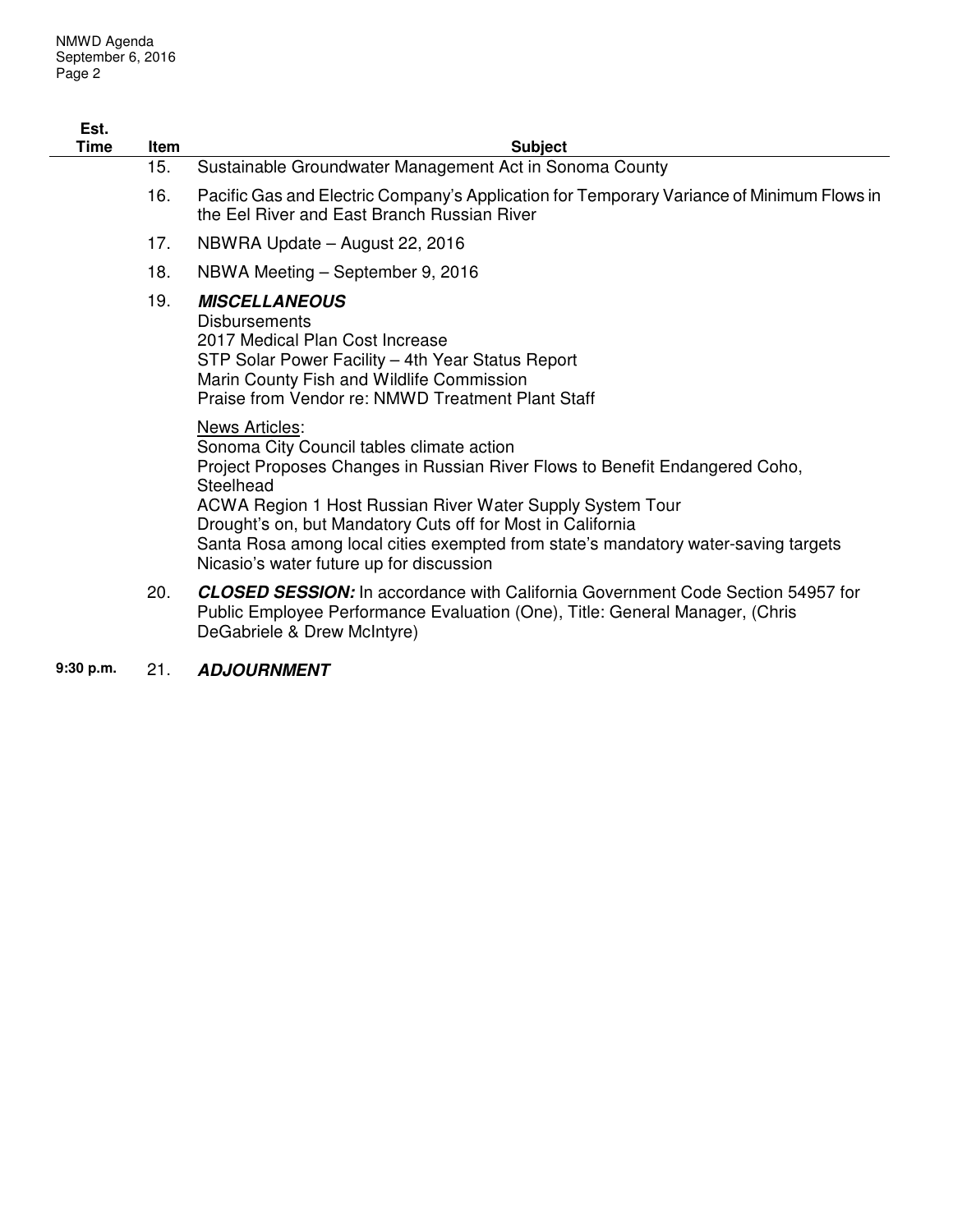| Est. Time | Item | Subject |
|---|---|---|
| | 15. | Sustainable Groundwater Management Act in Sonoma County |
| | 16. | Pacific Gas and Electric Company's Application for Temporary Variance of Minimum Flows in the Eel River and East Branch Russian River |
| | 17. | NBWRA Update – August 22, 2016 |
| | 18. | NBWA Meeting – September 9, 2016 |
| | 19. | ***MISCELLANEOUS***<br>Disbursements<br>2017 Medical Plan Cost Increase<br>STP Solar Power Facility – 4th Year Status Report<br>Marin County Fish and Wildlife Commission<br>Praise from Vendor re: NMWD Treatment Plant Staff<br><br>News Articles:<br>Sonoma City Council tables climate action<br>Project Proposes Changes in Russian River Flows to Benefit Endangered Coho, Steelhead<br>ACWA Region 1 Host Russian River Water Supply System Tour<br>Drought's on, but Mandatory Cuts off for Most in California<br>Santa Rosa among local cities exempted from state's mandatory water-saving targets<br>Nicasio's water future up for discussion |
| | 20. | ***CLOSED SESSION:*** In accordance with California Government Code Section 54957 for Public Employee Performance Evaluation (One), Title: General Manager, (Chris DeGabriele & Drew McIntyre) |
| 9:30 p.m. | 21. | ***ADJOURNMENT*** |